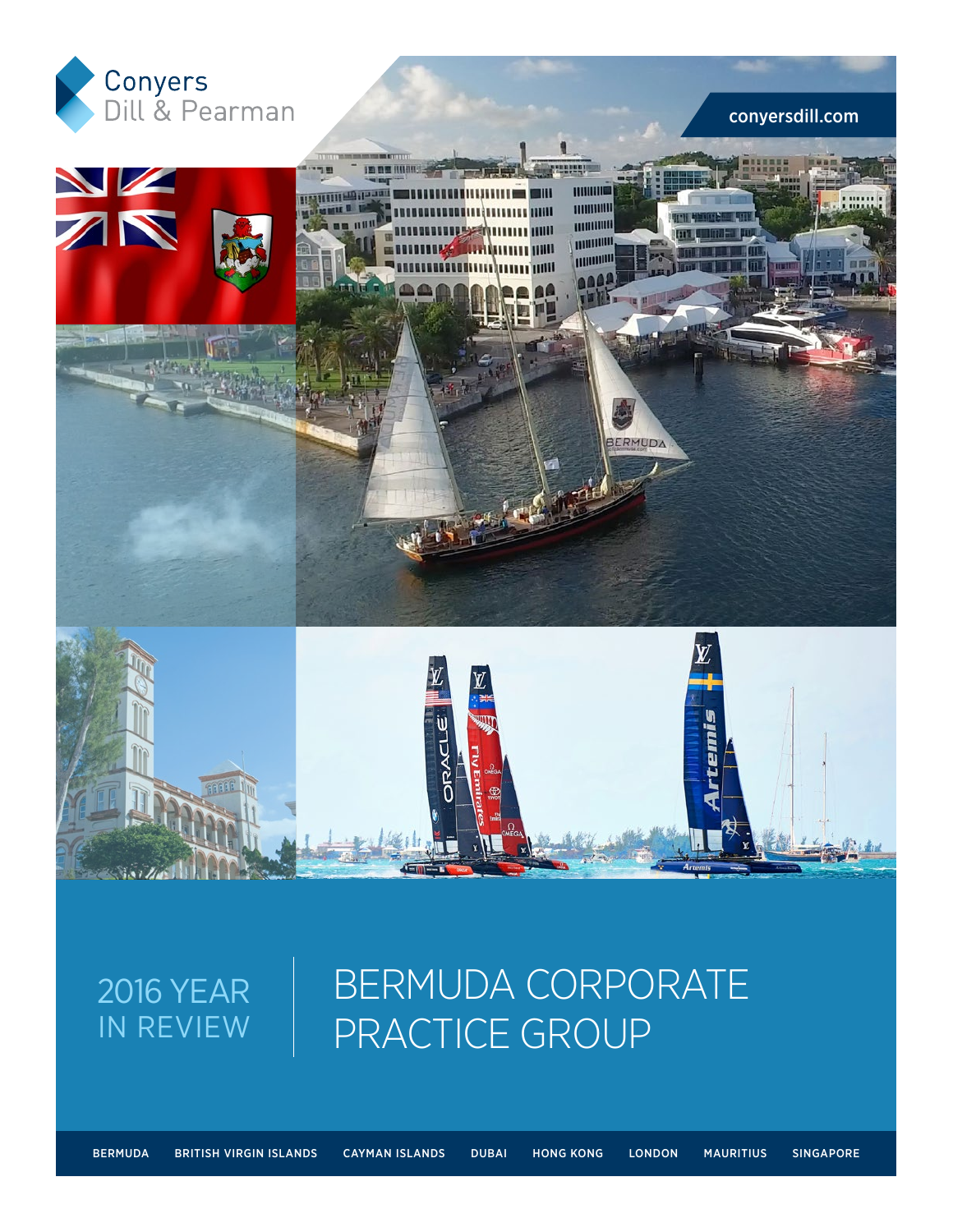Conyers Dill & Pearman

conyersdill.com

2016 YEAR IN REVIEW

# BERMUDA CORPORATE PRACTICE GROUP

BERMUDA BRITISH VIRGIN ISLANDS CAYMAN ISLANDS DUBAI HONG KONG LONDON MAURITIUS SINGAPORE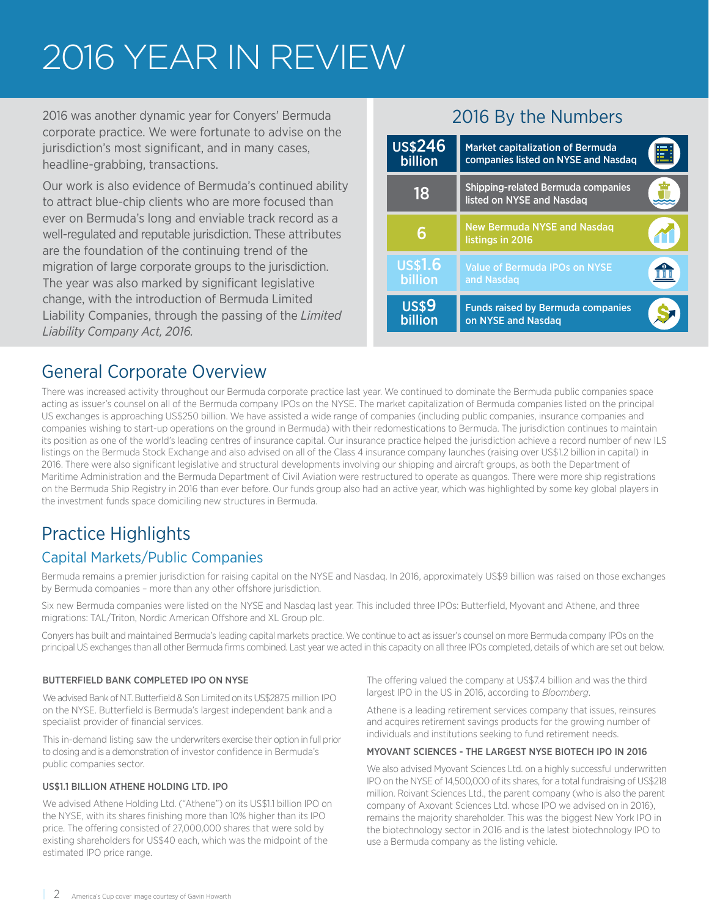# 2016 YEAR IN REVIEW

2016 was another dynamic year for Conyers' Bermuda corporate practice. We were fortunate to advise on the jurisdiction's most significant, and in many cases, headline-grabbing, transactions.

Our work is also evidence of Bermuda's continued ability to attract blue-chip clients who are more focused than ever on Bermuda's long and enviable track record as a well-regulated and reputable jurisdiction. These attributes are the foundation of the continuing trend of the migration of large corporate groups to the jurisdiction. The year was also marked by significant legislative change, with the introduction of Bermuda Limited Liability Companies, through the passing of the *Limited Liability Company Act, 2016*.

## 2016 By the Numbers

| | |
|---|---|
| US$246 billion | Market capitalization of Bermuda companies listed on NYSE and Nasdaq |
| 18 | Shipping-related Bermuda companies listed on NYSE and Nasdaq |
| 6 | New Bermuda NYSE and Nasdaq listings in 2016 |
| US$1.6 billion | Value of Bermuda IPOs on NYSE and Nasdaq |
| US$9 billion | Funds raised by Bermuda companies on NYSE and Nasdaq |

## General Corporate Overview

There was increased activity throughout our Bermuda corporate practice last year. We continued to dominate the Bermuda public companies space acting as issuer's counsel on all of the Bermuda company IPOs on the NYSE. The market capitalization of Bermuda companies listed on the principal US exchanges is approaching US$250 billion. We have assisted a wide range of companies (including public companies, insurance companies and companies wishing to start-up operations on the ground in Bermuda) with their redomestications to Bermuda. The jurisdiction continues to maintain its position as one of the world's leading centres of insurance capital. Our insurance practice helped the jurisdiction achieve a record number of new ILS listings on the Bermuda Stock Exchange and also advised on all of the Class 4 insurance company launches (raising over US$1.2 billion in capital) in 2016. There were also significant legislative and structural developments involving our shipping and aircraft groups, as both the Department of Maritime Administration and the Bermuda Department of Civil Aviation were restructured to operate as quangos. There were more ship registrations on the Bermuda Ship Registry in 2016 than ever before. Our funds group also had an active year, which was highlighted by some key global players in the investment funds space domiciling new structures in Bermuda.

## Practice Highlights

### Capital Markets/Public Companies

Bermuda remains a premier jurisdiction for raising capital on the NYSE and Nasdaq. In 2016, approximately US$9 billion was raised on those exchanges by Bermuda companies – more than any other offshore jurisdiction.

Six new Bermuda companies were listed on the NYSE and Nasdaq last year. This included three IPOs: Butterfield, Myovant and Athene, and three migrations: TAL/Triton, Nordic American Offshore and XL Group plc.

Conyers has built and maintained Bermuda's leading capital markets practice. We continue to act as issuer's counsel on more Bermuda company IPOs on the principal US exchanges than all other Bermuda firms combined. Last year we acted in this capacity on all three IPOs completed, details of which are set out below.

#### BUTTERFIELD BANK COMPLETED IPO ON NYSE

We advised Bank of N.T. Butterfield & Son Limited on its US$287.5 million IPO on the NYSE. Butterfield is Bermuda's largest independent bank and a specialist provider of financial services.

This in-demand listing saw the underwriters exercise their option in full prior to closing and is a demonstration of investor confidence in Bermuda's public companies sector.

#### US$1.1 BILLION ATHENE HOLDING LTD. IPO

We advised Athene Holding Ltd. ("Athene") on its US$1.1 billion IPO on the NYSE, with its shares finishing more than 10% higher than its IPO price. The offering consisted of 27,000,000 shares that were sold by existing shareholders for US$40 each, which was the midpoint of the estimated IPO price range.

The offering valued the company at US$7.4 billion and was the third largest IPO in the US in 2016, according to *Bloomberg*.

Athene is a leading retirement services company that issues, reinsures and acquires retirement savings products for the growing number of individuals and institutions seeking to fund retirement needs.

#### MYOVANT SCIENCES - THE LARGEST NYSE BIOTECH IPO IN 2016

We also advised Myovant Sciences Ltd. on a highly successful underwritten IPO on the NYSE of 14,500,000 of its shares, for a total fundraising of US$218 million. Roivant Sciences Ltd., the parent company (who is also the parent company of Axovant Sciences Ltd. whose IPO we advised on in 2016), remains the majority shareholder. This was the biggest New York IPO in the biotechnology sector in 2016 and is the latest biotechnology IPO to use a Bermuda company as the listing vehicle.

America's Cup cover image courtesy of Gavin Howarth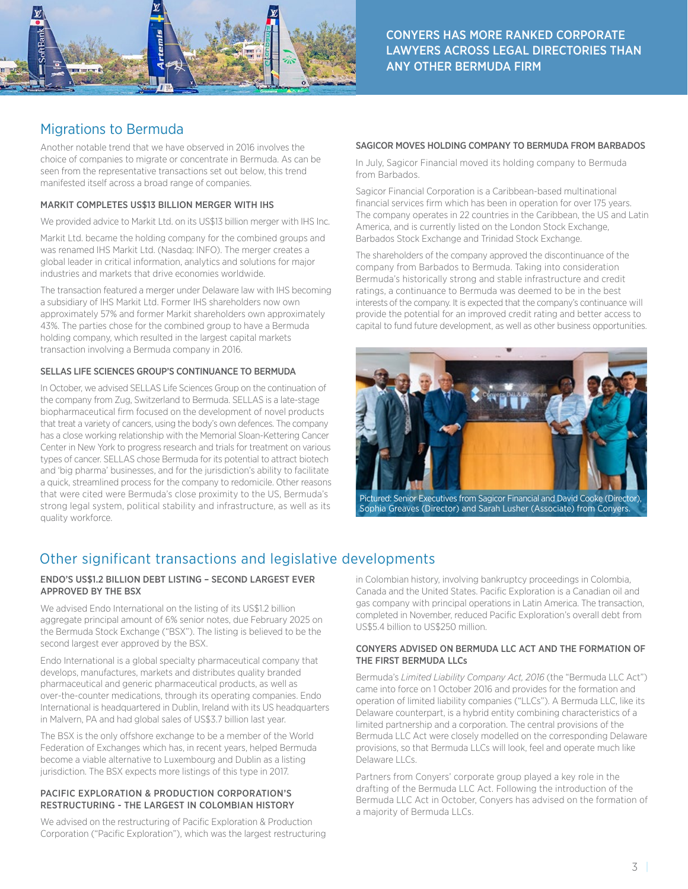**CONYERS HAS MORE RANKED CORPORATE LAWYERS ACROSS LEGAL DIRECTORIES THAN ANY OTHER BERMUDA FIRM**

## Migrations to Bermuda

Another notable trend that we have observed in 2016 involves the choice of companies to migrate or concentrate in Bermuda. As can be seen from the representative transactions set out below, this trend manifested itself across a broad range of companies.

### MARKIT COMPLETES US$13 BILLION MERGER WITH IHS

We provided advice to Markit Ltd. on its US$13 billion merger with IHS Inc.

Markit Ltd. became the holding company for the combined groups and was renamed IHS Markit Ltd. (Nasdaq: INFO). The merger creates a global leader in critical information, analytics and solutions for major industries and markets that drive economies worldwide.

The transaction featured a merger under Delaware law with IHS becoming a subsidiary of IHS Markit Ltd. Former IHS shareholders now own approximately 57% and former Markit shareholders own approximately 43%. The parties chose for the combined group to have a Bermuda holding company, which resulted in the largest capital markets transaction involving a Bermuda company in 2016.

### SELLAS LIFE SCIENCES GROUP'S CONTINUANCE TO BERMUDA

In October, we advised SELLAS Life Sciences Group on the continuation of the company from Zug, Switzerland to Bermuda. SELLAS is a late-stage biopharmaceutical firm focused on the development of novel products that treat a variety of cancers, using the body's own defences. The company has a close working relationship with the Memorial Sloan-Kettering Cancer Center in New York to progress research and trials for treatment on various types of cancer. SELLAS chose Bermuda for its potential to attract biotech and 'big pharma' businesses, and for the jurisdiction's ability to facilitate a quick, streamlined process for the company to redomicile. Other reasons that were cited were Bermuda's close proximity to the US, Bermuda's strong legal system, political stability and infrastructure, as well as its quality workforce.

### SAGICOR MOVES HOLDING COMPANY TO BERMUDA FROM BARBADOS

In July, Sagicor Financial moved its holding company to Bermuda from Barbados.

Sagicor Financial Corporation is a Caribbean-based multinational financial services firm which has been in operation for over 175 years. The company operates in 22 countries in the Caribbean, the US and Latin America, and is currently listed on the London Stock Exchange, Barbados Stock Exchange and Trinidad Stock Exchange.

The shareholders of the company approved the discontinuance of the company from Barbados to Bermuda. Taking into consideration Bermuda's historically strong and stable infrastructure and credit ratings, a continuance to Bermuda was deemed to be in the best interests of the company. It is expected that the company's continuance will provide the potential for an improved credit rating and better access to capital to fund future development, as well as other business opportunities.

Pictured: Senior Executives from Sagicor Financial and David Cooke (Director), Sophia Greaves (Director) and Sarah Lusher (Associate) from Conyers.

## Other significant transactions and legislative developments

### ENDO'S US$1.2 BILLION DEBT LISTING – SECOND LARGEST EVER APPROVED BY THE BSX

We advised Endo International on the listing of its US$1.2 billion aggregate principal amount of 6% senior notes, due February 2025 on the Bermuda Stock Exchange ("BSX"). The listing is believed to be the second largest ever approved by the BSX.

Endo International is a global specialty pharmaceutical company that develops, manufactures, markets and distributes quality branded pharmaceutical and generic pharmaceutical products, as well as over-the-counter medications, through its operating companies. Endo International is headquartered in Dublin, Ireland with its US headquarters in Malvern, PA and had global sales of US$3.7 billion last year.

The BSX is the only offshore exchange to be a member of the World Federation of Exchanges which has, in recent years, helped Bermuda become a viable alternative to Luxembourg and Dublin as a listing jurisdiction. The BSX expects more listings of this type in 2017.

### PACIFIC EXPLORATION & PRODUCTION CORPORATION'S RESTRUCTURING - THE LARGEST IN COLOMBIAN HISTORY

We advised on the restructuring of Pacific Exploration & Production Corporation ("Pacific Exploration"), which was the largest restructuring in Colombian history, involving bankruptcy proceedings in Colombia, Canada and the United States. Pacific Exploration is a Canadian oil and gas company with principal operations in Latin America. The transaction, completed in November, reduced Pacific Exploration's overall debt from US$5.4 billion to US$250 million.

### CONYERS ADVISED ON BERMUDA LLC ACT AND THE FORMATION OF THE FIRST BERMUDA LLCs

Bermuda's *Limited Liability Company Act, 2016* (the "Bermuda LLC Act") came into force on 1 October 2016 and provides for the formation and operation of limited liability companies ("LLCs"). A Bermuda LLC, like its Delaware counterpart, is a hybrid entity combining characteristics of a limited partnership and a corporation. The central provisions of the Bermuda LLC Act were closely modelled on the corresponding Delaware provisions, so that Bermuda LLCs will look, feel and operate much like Delaware LLCs.

Partners from Conyers' corporate group played a key role in the drafting of the Bermuda LLC Act. Following the introduction of the Bermuda LLC Act in October, Conyers has advised on the formation of a majority of Bermuda LLCs.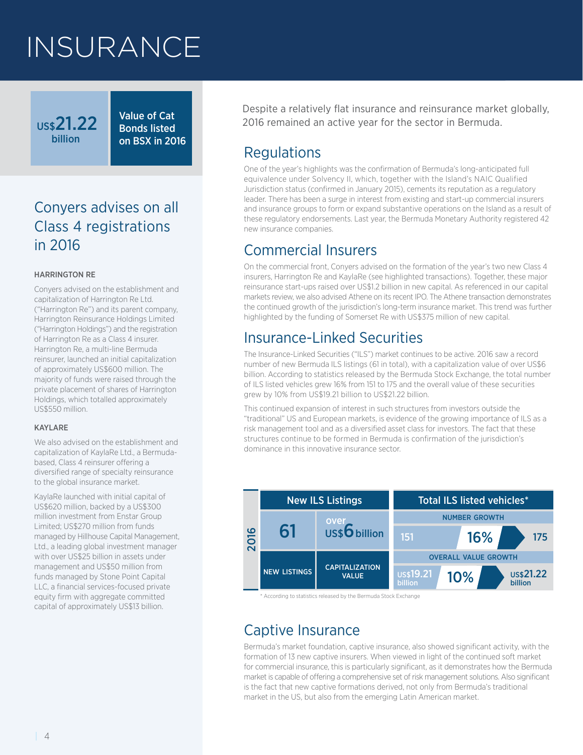# INSURANCE

**US$21.22 billion** — Value of Cat Bonds listed on BSX in 2016

## Conyers advises on all Class 4 registrations in 2016

### HARRINGTON RE

Conyers advised on the establishment and capitalization of Harrington Re Ltd. ("Harrington Re") and its parent company, Harrington Reinsurance Holdings Limited ("Harrington Holdings") and the registration of Harrington Re as a Class 4 insurer. Harrington Re, a multi-line Bermuda reinsurer, launched an initial capitalization of approximately US$600 million. The majority of funds were raised through the private placement of shares of Harrington Holdings, which totalled approximately US$550 million.

### KAYLARE

We also advised on the establishment and capitalization of KaylaRe Ltd., a Bermuda-based, Class 4 reinsurer offering a diversified range of specialty reinsurance to the global insurance market.

KaylaRe launched with initial capital of US$620 million, backed by a US$300 million investment from Enstar Group Limited; US$270 million from funds managed by Hillhouse Capital Management, Ltd., a leading global investment manager with over US$25 billion in assets under management and US$50 million from funds managed by Stone Point Capital LLC, a financial services-focused private equity firm with aggregate committed capital of approximately US$13 billion.

Despite a relatively flat insurance and reinsurance market globally, 2016 remained an active year for the sector in Bermuda.

## Regulations

One of the year's highlights was the confirmation of Bermuda's long-anticipated full equivalence under Solvency II, which, together with the Island's NAIC Qualified Jurisdiction status (confirmed in January 2015), cements its reputation as a regulatory leader. There has been a surge in interest from existing and start-up commercial insurers and insurance groups to form or expand substantive operations on the Island as a result of these regulatory endorsements. Last year, the Bermuda Monetary Authority registered 42 new insurance companies.

## Commercial Insurers

On the commercial front, Conyers advised on the formation of the year's two new Class 4 insurers, Harrington Re and KaylaRe (see highlighted transactions). Together, these major reinsurance start-ups raised over US$1.2 billion in new capital. As referenced in our capital markets review, we also advised Athene on its recent IPO. The Athene transaction demonstrates the continued growth of the jurisdiction's long-term insurance market. This trend was further highlighted by the funding of Somerset Re with US$375 million of new capital.

## Insurance-Linked Securities

The Insurance-Linked Securities ("ILS") market continues to be active. 2016 saw a record number of new Bermuda ILS listings (61 in total), with a capitalization value of over US$6 billion. According to statistics released by the Bermuda Stock Exchange, the total number of ILS listed vehicles grew 16% from 151 to 175 and the overall value of these securities grew by 10% from US$19.21 billion to US$21.22 billion.

This continued expansion of interest in such structures from investors outside the "traditional" US and European markets, is evidence of the growing importance of ILS as a risk management tool and as a diversified asset class for investors. The fact that these structures continue to be formed in Bermuda is confirmation of the jurisdiction's dominance in this innovative insurance sector.

| 2016 | New ILS Listings | | Total ILS listed vehicles* | | |
|---|---|---|---|---|---|
| | New Listings | Capitalization Value | Number Growth | | |
| | 61 | over US$6 billion | 151 | 16% | 175 |
| | | | Overall Value Growth | | |
| | | | US$19.21 billion | 10% | US$21.22 billion |

\* According to statistics released by the Bermuda Stock Exchange

## Captive Insurance

Bermuda's market foundation, captive insurance, also showed significant activity, with the formation of 13 new captive insurers. When viewed in light of the continued soft market for commercial insurance, this is particularly significant, as it demonstrates how the Bermuda market is capable of offering a comprehensive set of risk management solutions. Also significant is the fact that new captive formations derived, not only from Bermuda's traditional market in the US, but also from the emerging Latin American market.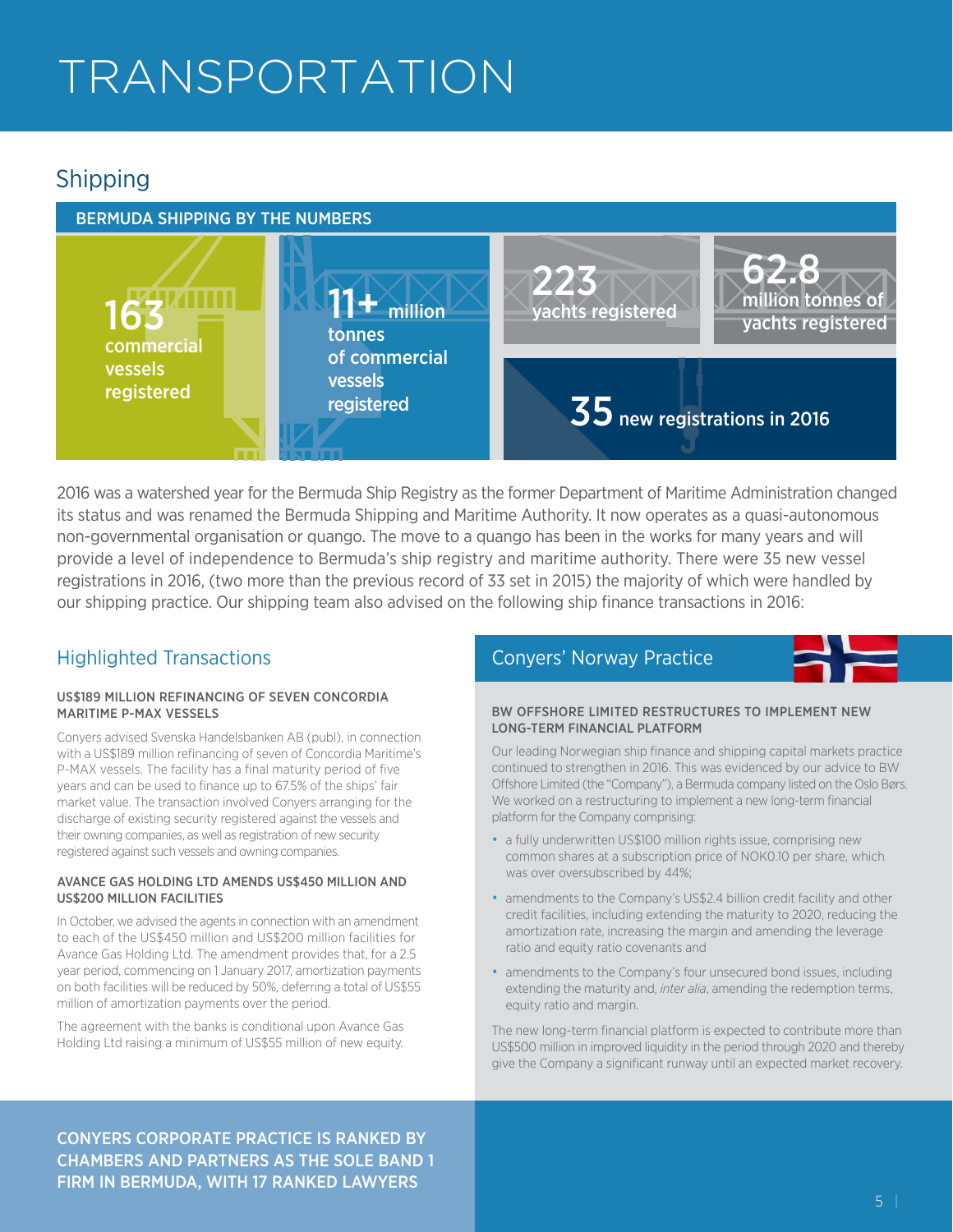# TRANSPORTATION

## Shipping

### BERMUDA SHIPPING BY THE NUMBERS

**163** commercial vessels registered

**11+** million tonnes of commercial vessels registered

**223** yachts registered

**62.8** million tonnes of yachts registered

**35** new registrations in 2016

2016 was a watershed year for the Bermuda Ship Registry as the former Department of Maritime Administration changed its status and was renamed the Bermuda Shipping and Maritime Authority. It now operates as a quasi-autonomous non-governmental organisation or quango. The move to a quango has been in the works for many years and will provide a level of independence to Bermuda's ship registry and maritime authority. There were 35 new vessel registrations in 2016, (two more than the previous record of 33 set in 2015) the majority of which were handled by our shipping practice. Our shipping team also advised on the following ship finance transactions in 2016:

### Highlighted Transactions

#### US$189 MILLION REFINANCING OF SEVEN CONCORDIA MARITIME P-MAX VESSELS

Conyers advised Svenska Handelsbanken AB (publ), in connection with a US$189 million refinancing of seven of Concordia Maritime's P-MAX vessels. The facility has a final maturity period of five years and can be used to finance up to 67.5% of the ships' fair market value. The transaction involved Conyers arranging for the discharge of existing security registered against the vessels and their owning companies, as well as registration of new security registered against such vessels and owning companies.

#### AVANCE GAS HOLDING LTD AMENDS US$450 MILLION AND US$200 MILLION FACILITIES

In October, we advised the agents in connection with an amendment to each of the US$450 million and US$200 million facilities for Avance Gas Holding Ltd. The amendment provides that, for a 2.5 year period, commencing on 1 January 2017, amortization payments on both facilities will be reduced by 50%, deferring a total of US$55 million of amortization payments over the period.

The agreement with the banks is conditional upon Avance Gas Holding Ltd raising a minimum of US$55 million of new equity.

### Conyers' Norway Practice

#### BW OFFSHORE LIMITED RESTRUCTURES TO IMPLEMENT NEW LONG-TERM FINANCIAL PLATFORM

Our leading Norwegian ship finance and shipping capital markets practice continued to strengthen in 2016. This was evidenced by our advice to BW Offshore Limited (the "Company"), a Bermuda company listed on the Oslo Børs. We worked on a restructuring to implement a new long-term financial platform for the Company comprising:

- a fully underwritten US$100 million rights issue, comprising new common shares at a subscription price of NOK0.10 per share, which was over oversubscribed by 44%;
- amendments to the Company's US$2.4 billion credit facility and other credit facilities, including extending the maturity to 2020, reducing the amortization rate, increasing the margin and amending the leverage ratio and equity ratio covenants and
- amendments to the Company's four unsecured bond issues, including extending the maturity and, *inter alia*, amending the redemption terms, equity ratio and margin.

The new long-term financial platform is expected to contribute more than US$500 million in improved liquidity in the period through 2020 and thereby give the Company a significant runway until an expected market recovery.

**CONYERS CORPORATE PRACTICE IS RANKED BY CHAMBERS AND PARTNERS AS THE SOLE BAND 1 FIRM IN BERMUDA, WITH 17 RANKED LAWYERS**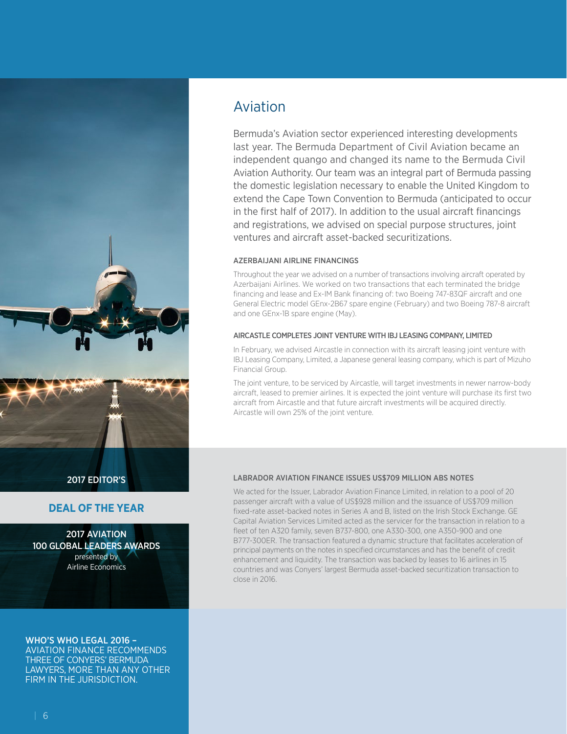# Aviation

Bermuda's Aviation sector experienced interesting developments last year. The Bermuda Department of Civil Aviation became an independent quango and changed its name to the Bermuda Civil Aviation Authority. Our team was an integral part of Bermuda passing the domestic legislation necessary to enable the United Kingdom to extend the Cape Town Convention to Bermuda (anticipated to occur in the first half of 2017). In addition to the usual aircraft financings and registrations, we advised on special purpose structures, joint ventures and aircraft asset-backed securitizations.

### AZERBAIJANI AIRLINE FINANCINGS

Throughout the year we advised on a number of transactions involving aircraft operated by Azerbaijani Airlines. We worked on two transactions that each terminated the bridge financing and lease and Ex-IM Bank financing of: two Boeing 747-83QF aircraft and one General Electric model GEnx-2B67 spare engine (February) and two Boeing 787-8 aircraft and one GEnx-1B spare engine (May).

### AIRCASTLE COMPLETES JOINT VENTURE WITH IBJ LEASING COMPANY, LIMITED

In February, we advised Aircastle in connection with its aircraft leasing joint venture with IBJ Leasing Company, Limited, a Japanese general leasing company, which is part of Mizuho Financial Group.

The joint venture, to be serviced by Aircastle, will target investments in newer narrow-body aircraft, leased to premier airlines. It is expected the joint venture will purchase its first two aircraft from Aircastle and that future aircraft investments will be acquired directly. Aircastle will own 25% of the joint venture.

**2017 EDITOR'S**

**DEAL OF THE YEAR**

**2017 AVIATION 100 GLOBAL LEADERS AWARDS**
presented by
Airline Economics

### LABRADOR AVIATION FINANCE ISSUES US$709 MILLION ABS NOTES

We acted for the Issuer, Labrador Aviation Finance Limited, in relation to a pool of 20 passenger aircraft with a value of US$928 million and the issuance of US$709 million fixed-rate asset-backed notes in Series A and B, listed on the Irish Stock Exchange. GE Capital Aviation Services Limited acted as the servicer for the transaction in relation to a fleet of ten A320 family, seven B737-800, one A330-300, one A350-900 and one B777-300ER. The transaction featured a dynamic structure that facilitates acceleration of principal payments on the notes in specified circumstances and has the benefit of credit enhancement and liquidity. The transaction was backed by leases to 16 airlines in 15 countries and was Conyers' largest Bermuda asset-backed securitization transaction to close in 2016.

**WHO'S WHO LEGAL 2016 –** AVIATION FINANCE RECOMMENDS THREE OF CONYERS' BERMUDA LAWYERS, MORE THAN ANY OTHER FIRM IN THE JURISDICTION.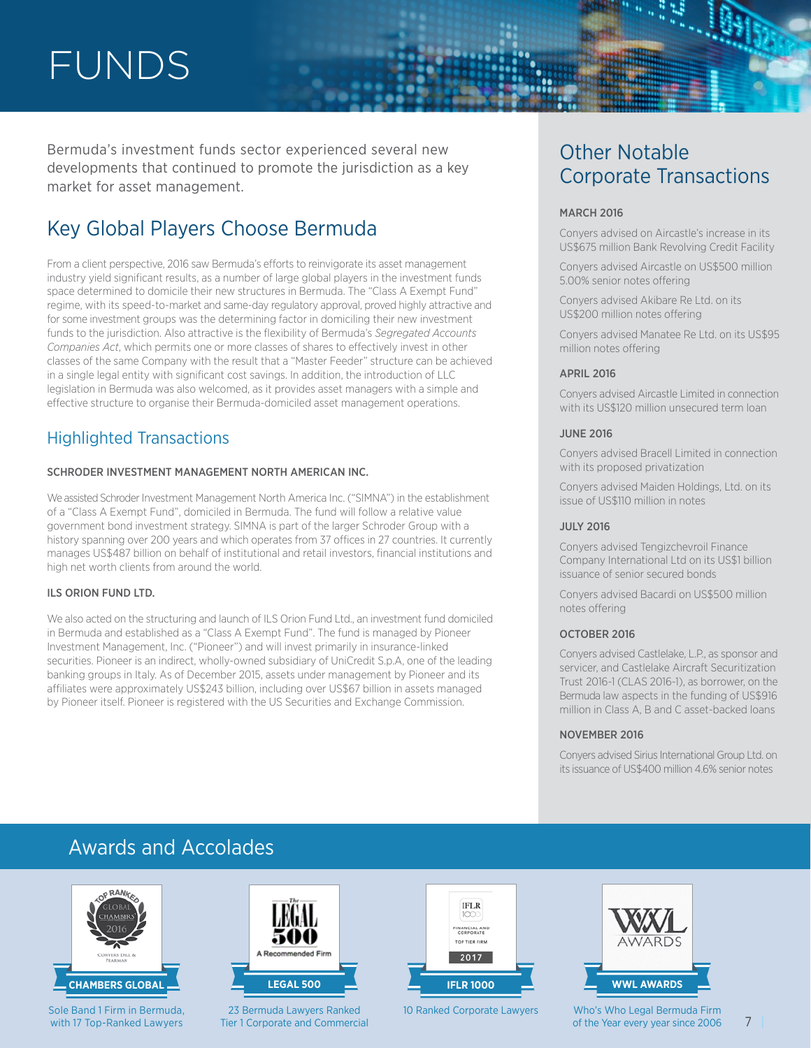# FUNDS

Bermuda's investment funds sector experienced several new developments that continued to promote the jurisdiction as a key market for asset management.

## Key Global Players Choose Bermuda

From a client perspective, 2016 saw Bermuda's efforts to reinvigorate its asset management industry yield significant results, as a number of large global players in the investment funds space determined to domicile their new structures in Bermuda. The "Class A Exempt Fund" regime, with its speed-to-market and same-day regulatory approval, proved highly attractive and for some investment groups was the determining factor in domiciling their new investment funds to the jurisdiction. Also attractive is the flexibility of Bermuda's *Segregated Accounts Companies Act*, which permits one or more classes of shares to effectively invest in other classes of the same Company with the result that a "Master Feeder" structure can be achieved in a single legal entity with significant cost savings. In addition, the introduction of LLC legislation in Bermuda was also welcomed, as it provides asset managers with a simple and effective structure to organise their Bermuda-domiciled asset management operations.

### Highlighted Transactions

#### SCHRODER INVESTMENT MANAGEMENT NORTH AMERICAN INC.

We assisted Schroder Investment Management North America Inc. ("SIMNA") in the establishment of a "Class A Exempt Fund", domiciled in Bermuda. The fund will follow a relative value government bond investment strategy. SIMNA is part of the larger Schroder Group with a history spanning over 200 years and which operates from 37 offices in 27 countries. It currently manages US$487 billion on behalf of institutional and retail investors, financial institutions and high net worth clients from around the world.

#### ILS ORION FUND LTD.

We also acted on the structuring and launch of ILS Orion Fund Ltd., an investment fund domiciled in Bermuda and established as a "Class A Exempt Fund". The fund is managed by Pioneer Investment Management, Inc. ("Pioneer") and will invest primarily in insurance-linked securities. Pioneer is an indirect, wholly-owned subsidiary of UniCredit S.p.A, one of the leading banking groups in Italy. As of December 2015, assets under management by Pioneer and its affiliates were approximately US$243 billion, including over US$67 billion in assets managed by Pioneer itself. Pioneer is registered with the US Securities and Exchange Commission.

## Other Notable Corporate Transactions

#### MARCH 2016

Conyers advised on Aircastle's increase in its US$675 million Bank Revolving Credit Facility

Conyers advised Aircastle on US$500 million 5.00% senior notes offering

Conyers advised Akibare Re Ltd. on its US$200 million notes offering

Conyers advised Manatee Re Ltd. on its US$95 million notes offering

#### APRIL 2016

Conyers advised Aircastle Limited in connection with its US$120 million unsecured term loan

#### JUNE 2016

Conyers advised Bracell Limited in connection with its proposed privatization

Conyers advised Maiden Holdings, Ltd. on its issue of US$110 million in notes

#### JULY 2016

Conyers advised Tengizchevroil Finance Company International Ltd on its US$1 billion issuance of senior secured bonds

Conyers advised Bacardi on US$500 million notes offering

#### OCTOBER 2016

Conyers advised Castlelake, L.P., as sponsor and servicer, and Castlelake Aircraft Securitization Trust 2016-1 (CLAS 2016-1), as borrower, on the Bermuda law aspects in the funding of US$916 million in Class A, B and C asset-backed loans

#### NOVEMBER 2016

Conyers advised Sirius International Group Ltd. on its issuance of US$400 million 4.6% senior notes

## Awards and Accolades

**CHAMBERS GLOBAL**
Sole Band 1 Firm in Bermuda, with 17 Top-Ranked Lawyers

**LEGAL 500**
23 Bermuda Lawyers Ranked Tier 1 Corporate and Commercial

**IFLR 1000**
10 Ranked Corporate Lawyers

**WWL AWARDS**
Who's Who Legal Bermuda Firm of the Year every year since 2006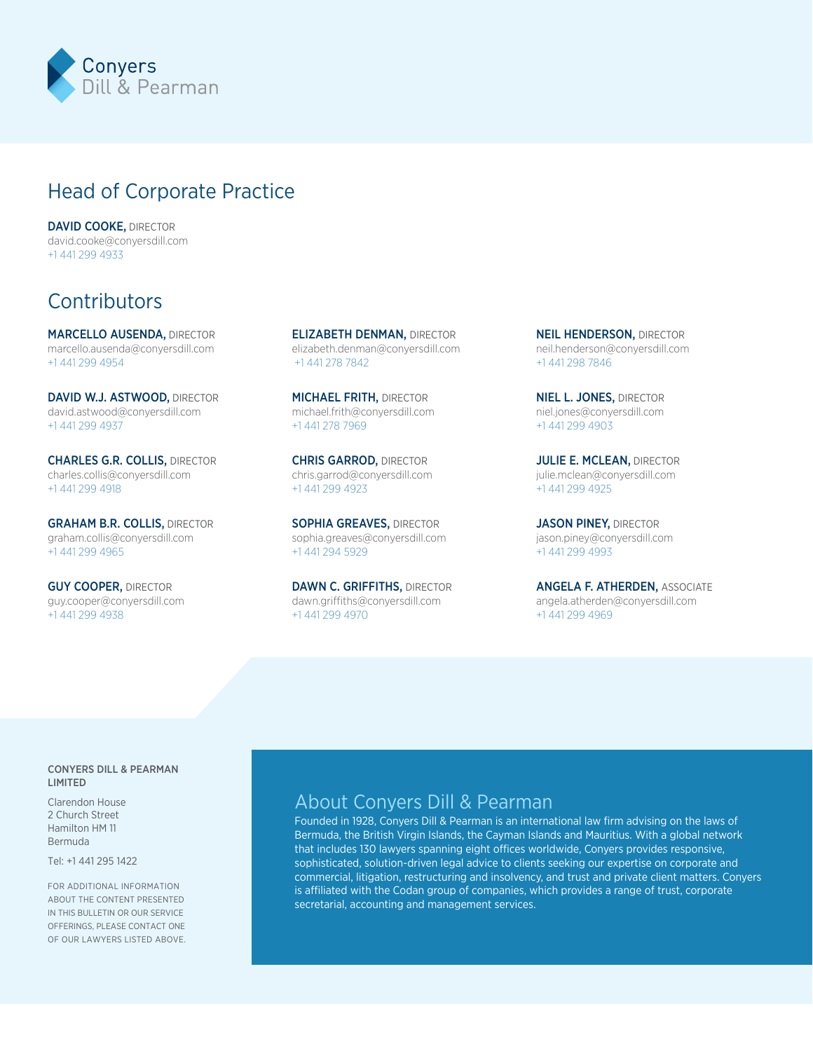Conyers Dill & Pearman

## Head of Corporate Practice

**DAVID COOKE,** DIRECTOR
david.cooke@conyersdill.com
+1 441 299 4933

## Contributors

**MARCELLO AUSENDA,** DIRECTOR
marcello.ausenda@conyersdill.com
+1 441 299 4954

**DAVID W.J. ASTWOOD,** DIRECTOR
david.astwood@conyersdill.com
+1 441 299 4937

**CHARLES G.R. COLLIS,** DIRECTOR
charles.collis@conyersdill.com
+1 441 299 4918

**GRAHAM B.R. COLLIS,** DIRECTOR
graham.collis@conyersdill.com
+1 441 299 4965

**GUY COOPER,** DIRECTOR
guy.cooper@conyersdill.com
+1 441 299 4938

**ELIZABETH DENMAN,** DIRECTOR
elizabeth.denman@conyersdill.com
+1 441 278 7842

**MICHAEL FRITH,** DIRECTOR
michael.frith@conyersdill.com
+1 441 278 7969

**CHRIS GARROD,** DIRECTOR
chris.garrod@conyersdill.com
+1 441 299 4923

**SOPHIA GREAVES,** DIRECTOR
sophia.greaves@conyersdill.com
+1 441 294 5929

**DAWN C. GRIFFITHS,** DIRECTOR
dawn.griffiths@conyersdill.com
+1 441 299 4970

**NEIL HENDERSON,** DIRECTOR
neil.henderson@conyersdill.com
+1 441 298 7846

**NIEL L. JONES,** DIRECTOR
niel.jones@conyersdill.com
+1 441 299 4903

**JULIE E. MCLEAN,** DIRECTOR
julie.mclean@conyersdill.com
+1 441 299 4925

**JASON PINEY,** DIRECTOR
jason.piney@conyersdill.com
+1 441 299 4993

**ANGELA F. ATHERDEN,** ASSOCIATE
angela.atherden@conyersdill.com
+1 441 299 4969

**CONYERS DILL & PEARMAN LIMITED**

Clarendon House
2 Church Street
Hamilton HM 11
Bermuda

Tel: +1 441 295 1422

FOR ADDITIONAL INFORMATION ABOUT THE CONTENT PRESENTED IN THIS BULLETIN OR OUR SERVICE OFFERINGS, PLEASE CONTACT ONE OF OUR LAWYERS LISTED ABOVE.

## About Conyers Dill & Pearman

Founded in 1928, Conyers Dill & Pearman is an international law firm advising on the laws of Bermuda, the British Virgin Islands, the Cayman Islands and Mauritius. With a global network that includes 130 lawyers spanning eight offices worldwide, Conyers provides responsive, sophisticated, solution-driven legal advice to clients seeking our expertise on corporate and commercial, litigation, restructuring and insolvency, and trust and private client matters. Conyers is affiliated with the Codan group of companies, which provides a range of trust, corporate secretarial, accounting and management services.